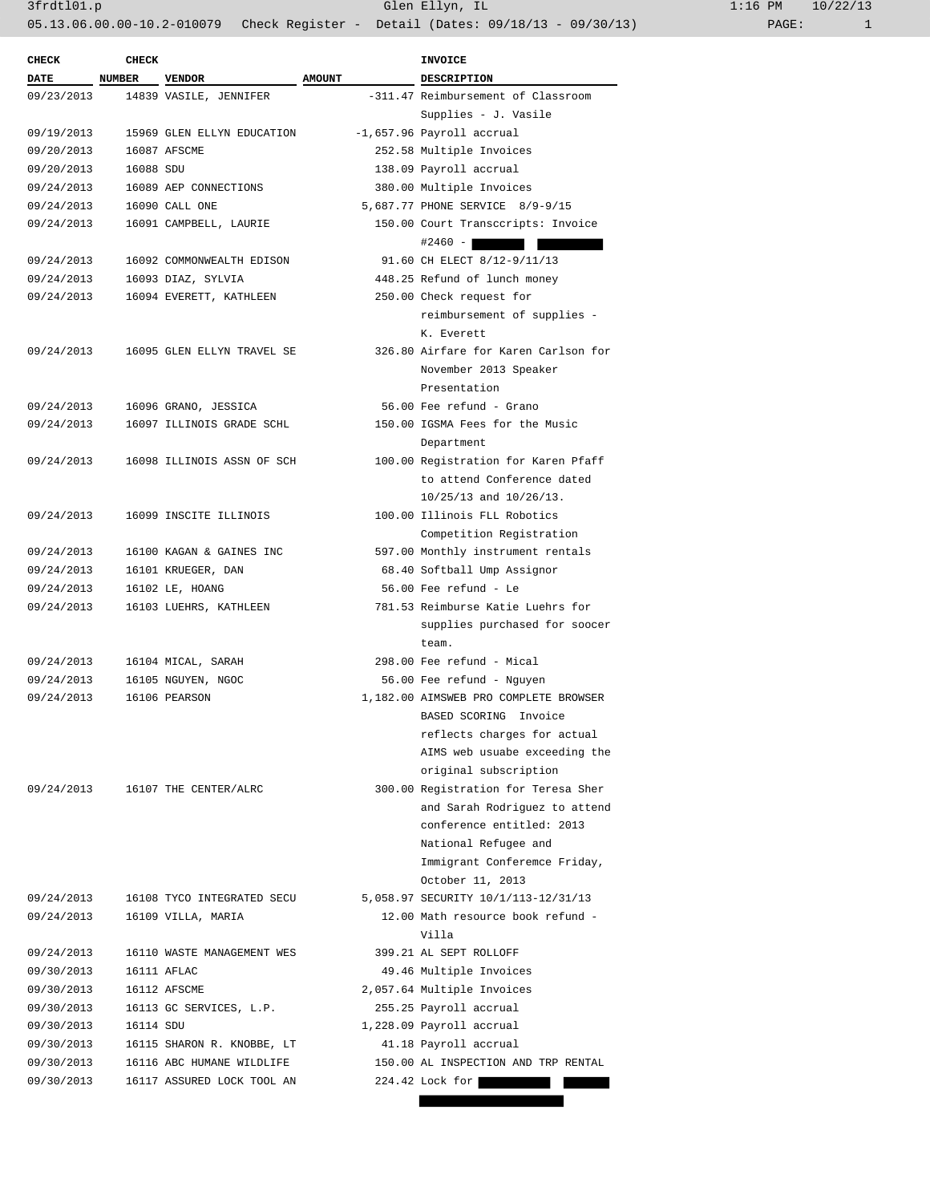| CHECK DATE | CHECK NUMBER | VENDOR | AMOUNT | INVOICE DESCRIPTION |
|---|---|---|---|---|
| 09/23/2013 | 14839 | VASILE, JENNIFER | -311.47 | Reimbursement of Classroom Supplies - J. Vasile |
| 09/19/2013 | 15969 | GLEN ELLYN EDUCATION | -1,657.96 | Payroll accrual |
| 09/20/2013 | 16087 | AFSCME | 252.58 | Multiple Invoices |
| 09/20/2013 | 16088 | SDU | 138.09 | Payroll accrual |
| 09/24/2013 | 16089 | AEP CONNECTIONS | 380.00 | Multiple Invoices |
| 09/24/2013 | 16090 | CALL ONE | 5,687.77 | PHONE SERVICE 8/9-9/15 |
| 09/24/2013 | 16091 | CAMPBELL, LAURIE | 150.00 | Court Transccripts: Invoice #2460 - |
| 09/24/2013 | 16092 | COMMONWEALTH EDISON | 91.60 | CH ELECT 8/12-9/11/13 |
| 09/24/2013 | 16093 | DIAZ, SYLVIA | 448.25 | Refund of lunch money |
| 09/24/2013 | 16094 | EVERETT, KATHLEEN | 250.00 | Check request for reimbursement of supplies - K. Everett |
| 09/24/2013 | 16095 | GLEN ELLYN TRAVEL SE | 326.80 | Airfare for Karen Carlson for November 2013 Speaker Presentation |
| 09/24/2013 | 16096 | GRANO, JESSICA | 56.00 | Fee refund - Grano |
| 09/24/2013 | 16097 | ILLINOIS GRADE SCHL | 150.00 | IGSMA Fees for the Music Department |
| 09/24/2013 | 16098 | ILLINOIS ASSN OF SCH | 100.00 | Registration for Karen Pfaff to attend Conference dated 10/25/13 and 10/26/13. |
| 09/24/2013 | 16099 | INSCITE ILLINOIS | 100.00 | Illinois FLL Robotics Competition Registration |
| 09/24/2013 | 16100 | KAGAN & GAINES INC | 597.00 | Monthly instrument rentals |
| 09/24/2013 | 16101 | KRUEGER, DAN | 68.40 | Softball Ump Assignor |
| 09/24/2013 | 16102 | LE, HOANG | 56.00 | Fee refund - Le |
| 09/24/2013 | 16103 | LUEHRS, KATHLEEN | 781.53 | Reimburse Katie Luehrs for supplies purchased for soocer team. |
| 09/24/2013 | 16104 | MICAL, SARAH | 298.00 | Fee refund - Mical |
| 09/24/2013 | 16105 | NGUYEN, NGOC | 56.00 | Fee refund - Nguyen |
| 09/24/2013 | 16106 | PEARSON | 1,182.00 | AIMSWEB PRO COMPLETE BROWSER BASED SCORING Invoice reflects charges for actual AIMS web usuabe exceeding the original subscription |
| 09/24/2013 | 16107 | THE CENTER/ALRC | 300.00 | Registration for Teresa Sher and Sarah Rodriguez to attend conference entitled: 2013 National Refugee and Immigrant Conferemce Friday, October 11, 2013 |
| 09/24/2013 | 16108 | TYCO INTEGRATED SECU | 5,058.97 | SECURITY 10/1/113-12/31/13 |
| 09/24/2013 | 16109 | VILLA, MARIA | 12.00 | Math resource book refund - Villa |
| 09/24/2013 | 16110 | WASTE MANAGEMENT WES | 399.21 | AL SEPT ROLLOFF |
| 09/30/2013 | 16111 | AFLAC | 49.46 | Multiple Invoices |
| 09/30/2013 | 16112 | AFSCME | 2,057.64 | Multiple Invoices |
| 09/30/2013 | 16113 | GC SERVICES, L.P. | 255.25 | Payroll accrual |
| 09/30/2013 | 16114 | SDU | 1,228.09 | Payroll accrual |
| 09/30/2013 | 16115 | SHARON R. KNOBBE, LT | 41.18 | Payroll accrual |
| 09/30/2013 | 16116 | ABC HUMANE WILDLIFE | 150.00 | AL INSPECTION AND TRP RENTAL |
| 09/30/2013 | 16117 | ASSURED LOCK TOOL AN | 224.42 | Lock for |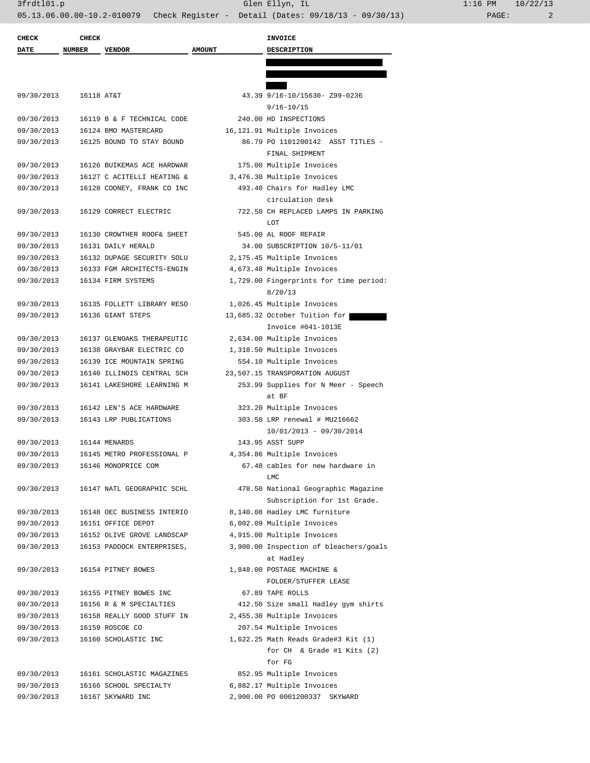| CHECK DATE | CHECK NUMBER | VENDOR | AMOUNT | INVOICE DESCRIPTION |
|---|---|---|---|---|
| | | | | |
| 09/30/2013 | 16118 | AT&T | 43.39 | 9/16-10/15630- Z99-0236 9/16-10/15 |
| 09/30/2013 | 16119 | B & F TECHNICAL CODE | 240.00 | HD INSPECTIONS |
| 09/30/2013 | 16124 | BMO MASTERCARD | 16,121.91 | Multiple Invoices |
| 09/30/2013 | 16125 | BOUND TO STAY BOUND | 86.79 | PO 1101200142 ASST TITLES - FINAL SHIPMENT |
| 09/30/2013 | 16126 | BUIKEMAS ACE HARDWAR | 175.00 | Multiple Invoices |
| 09/30/2013 | 16127 | C ACITELLI HEATING & | 3,476.30 | Multiple Invoices |
| 09/30/2013 | 16128 | COONEY, FRANK CO INC | 493.40 | Chairs for Hadley LMC circulation desk |
| 09/30/2013 | 16129 | CORRECT ELECTRIC | 722.50 | CH REPLACED LAMPS IN PARKING LOT |
| 09/30/2013 | 16130 | CROWTHER ROOF& SHEET | 545.00 | AL ROOF REPAIR |
| 09/30/2013 | 16131 | DAILY HERALD | 34.00 | SUBSCRIPTION 10/5-11/01 |
| 09/30/2013 | 16132 | DUPAGE SECURITY SOLU | 2,175.45 | Multiple Invoices |
| 09/30/2013 | 16133 | FGM ARCHITECTS-ENGIN | 4,673.48 | Multiple Invoices |
| 09/30/2013 | 16134 | FIRM SYSTEMS | 1,729.00 | Fingerprints for time period: 8/20/13 |
| 09/30/2013 | 16135 | FOLLETT LIBRARY RESO | 1,026.45 | Multiple Invoices |
| 09/30/2013 | 16136 | GIANT STEPS | 13,685.32 | October Tuition for [REDACTED] Invoice #041-1013E |
| 09/30/2013 | 16137 | GLENOAKS THERAPEUTIC | 2,634.00 | Multiple Invoices |
| 09/30/2013 | 16138 | GRAYBAR ELECTRIC CO | 1,318.50 | Multiple Invoices |
| 09/30/2013 | 16139 | ICE MOUNTAIN SPRING | 554.10 | Multiple Invoices |
| 09/30/2013 | 16140 | ILLINOIS CENTRAL SCH | 23,507.15 | TRANSPORATION AUGUST |
| 09/30/2013 | 16141 | LAKESHORE LEARNING M | 253.99 | Supplies for N Meer - Speech at BF |
| 09/30/2013 | 16142 | LEN'S ACE HARDWARE | 323.20 | Multiple Invoices |
| 09/30/2013 | 16143 | LRP PUBLICATIONS | 303.50 | LRP renewal # MU216662 10/01/2013 - 09/30/2014 |
| 09/30/2013 | 16144 | MENARDS | 143.95 | ASST SUPP |
| 09/30/2013 | 16145 | METRO PROFESSIONAL P | 4,354.86 | Multiple Invoices |
| 09/30/2013 | 16146 | MONOPRICE COM | 67.48 | cables for new hardware in LMC |
| 09/30/2013 | 16147 | NATL GEOGRAPHIC SCHL | 478.50 | National Geographic Magazine Subscription for 1st Grade. |
| 09/30/2013 | 16148 | OEC BUSINESS INTERIO | 8,140.08 | Hadley LMC furniture |
| 09/30/2013 | 16151 | OFFICE DEPOT | 6,002.09 | Multiple Invoices |
| 09/30/2013 | 16152 | OLIVE GROVE LANDSCAP | 4,915.00 | Multiple Invoices |
| 09/30/2013 | 16153 | PADDOCK ENTERPRISES, | 3,900.00 | Inspection of bleachers/goals at Hadley |
| 09/30/2013 | 16154 | PITNEY BOWES | 1,848.00 | POSTAGE MACHINE & FOLDER/STUFFER LEASE |
| 09/30/2013 | 16155 | PITNEY BOWES INC | 67.89 | TAPE ROLLS |
| 09/30/2013 | 16156 | R & M SPECIALTIES | 412.50 | Size small Hadley gym shirts |
| 09/30/2013 | 16158 | REALLY GOOD STUFF IN | 2,455.30 | Multiple Invoices |
| 09/30/2013 | 16159 | ROSCOE CO | 207.54 | Multiple Invoices |
| 09/30/2013 | 16160 | SCHOLASTIC INC | 1,622.25 | Math Reads Grade#3 Kit (1) for CH & Grade #1 Kits (2) for FG |
| 09/30/2013 | 16161 | SCHOLASTIC MAGAZINES | 852.95 | Multiple Invoices |
| 09/30/2013 | 16166 | SCHOOL SPECIALTY | 6,882.17 | Multiple Invoices |
| 09/30/2013 | 16167 | SKYWARD INC | 2,900.00 | PO 0001200337 SKYWARD |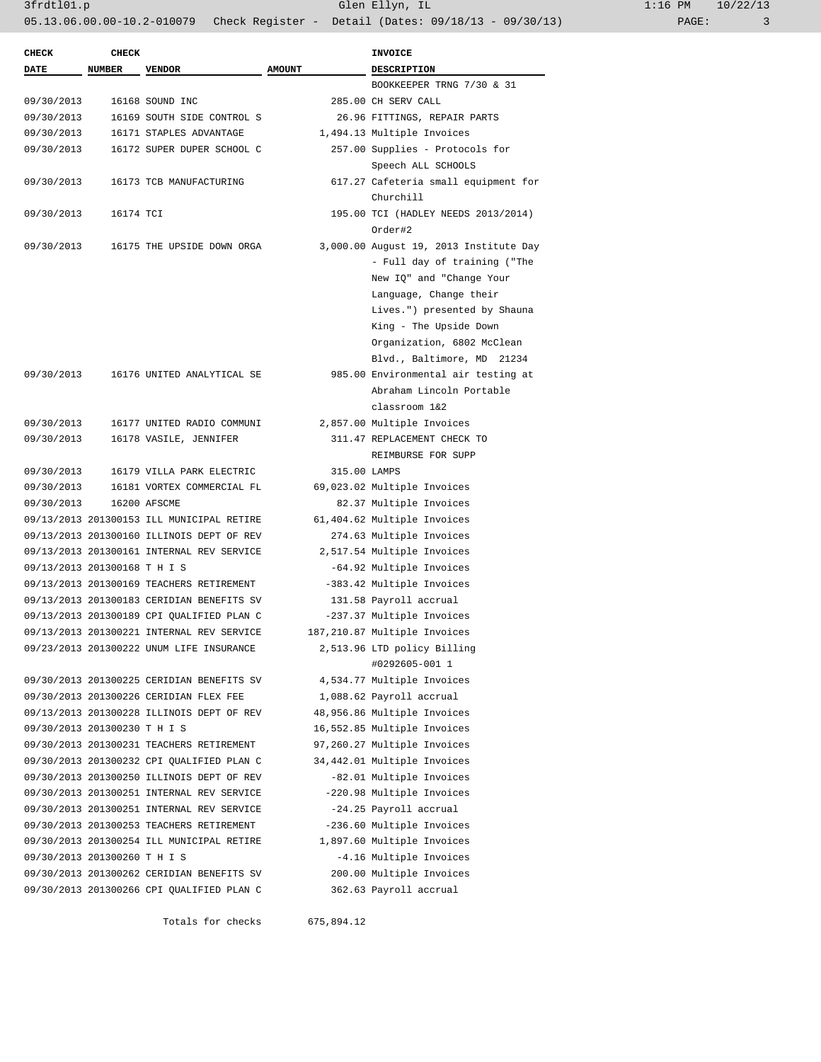| CHECK DATE | CHECK NUMBER | VENDOR | AMOUNT | INVOICE DESCRIPTION |
|---|---|---|---|---|
| | | | | BOOKKEEPER TRNG 7/30 & 31 |
| 09/30/2013 | 16168 | SOUND INC | 285.00 | CH SERV CALL |
| 09/30/2013 | 16169 | SOUTH SIDE CONTROL S | 26.96 | FITTINGS, REPAIR PARTS |
| 09/30/2013 | 16171 | STAPLES ADVANTAGE | 1,494.13 | Multiple Invoices |
| 09/30/2013 | 16172 | SUPER DUPER SCHOOL C | 257.00 | Supplies - Protocols for Speech ALL SCHOOLS |
| 09/30/2013 | 16173 | TCB MANUFACTURING | 617.27 | Cafeteria small equipment for Churchill |
| 09/30/2013 | 16174 | TCI | 195.00 | TCI (HADLEY NEEDS 2013/2014) Order#2 |
| 09/30/2013 | 16175 | THE UPSIDE DOWN ORGA | 3,000.00 | August 19, 2013 Institute Day - Full day of training ("The New IQ" and "Change Your Language, Change their Lives.") presented by Shauna King - The Upside Down Organization, 6802 McClean Blvd., Baltimore, MD 21234 |
| 09/30/2013 | 16176 | UNITED ANALYTICAL SE | 985.00 | Environmental air testing at Abraham Lincoln Portable classroom 1&2 |
| 09/30/2013 | 16177 | UNITED RADIO COMMUNI | 2,857.00 | Multiple Invoices |
| 09/30/2013 | 16178 | VASILE, JENNIFER | 311.47 | REPLACEMENT CHECK TO REIMBURSE FOR SUPP |
| 09/30/2013 | 16179 | VILLA PARK ELECTRIC | 315.00 | LAMPS |
| 09/30/2013 | 16181 | VORTEX COMMERCIAL FL | 69,023.02 | Multiple Invoices |
| 09/30/2013 | 16200 | AFSCME | 82.37 | Multiple Invoices |
| 09/13/2013 | 201300153 | ILL MUNICIPAL RETIRE | 61,404.62 | Multiple Invoices |
| 09/13/2013 | 201300160 | ILLINOIS DEPT OF REV | 274.63 | Multiple Invoices |
| 09/13/2013 | 201300161 | INTERNAL REV SERVICE | 2,517.54 | Multiple Invoices |
| 09/13/2013 | 201300168 | T H I S | -64.92 | Multiple Invoices |
| 09/13/2013 | 201300169 | TEACHERS RETIREMENT | -383.42 | Multiple Invoices |
| 09/13/2013 | 201300183 | CERIDIAN BENEFITS SV | 131.58 | Payroll accrual |
| 09/13/2013 | 201300189 | CPI QUALIFIED PLAN C | -237.37 | Multiple Invoices |
| 09/13/2013 | 201300221 | INTERNAL REV SERVICE | 187,210.87 | Multiple Invoices |
| 09/23/2013 | 201300222 | UNUM LIFE INSURANCE | 2,513.96 | LTD policy Billing #0292605-001 1 |
| 09/30/2013 | 201300225 | CERIDIAN BENEFITS SV | 4,534.77 | Multiple Invoices |
| 09/30/2013 | 201300226 | CERIDIAN FLEX FEE | 1,088.62 | Payroll accrual |
| 09/13/2013 | 201300228 | ILLINOIS DEPT OF REV | 48,956.86 | Multiple Invoices |
| 09/30/2013 | 201300230 | T H I S | 16,552.85 | Multiple Invoices |
| 09/30/2013 | 201300231 | TEACHERS RETIREMENT | 97,260.27 | Multiple Invoices |
| 09/30/2013 | 201300232 | CPI QUALIFIED PLAN C | 34,442.01 | Multiple Invoices |
| 09/30/2013 | 201300250 | ILLINOIS DEPT OF REV | -82.01 | Multiple Invoices |
| 09/30/2013 | 201300251 | INTERNAL REV SERVICE | -220.98 | Multiple Invoices |
| 09/30/2013 | 201300251 | INTERNAL REV SERVICE | -24.25 | Payroll accrual |
| 09/30/2013 | 201300253 | TEACHERS RETIREMENT | -236.60 | Multiple Invoices |
| 09/30/2013 | 201300254 | ILL MUNICIPAL RETIRE | 1,897.60 | Multiple Invoices |
| 09/30/2013 | 201300260 | T H I S | -4.16 | Multiple Invoices |
| 09/30/2013 | 201300262 | CERIDIAN BENEFITS SV | 200.00 | Multiple Invoices |
| 09/30/2013 | 201300266 | CPI QUALIFIED PLAN C | 362.63 | Payroll accrual |
| | | Totals for checks | 675,894.12 | |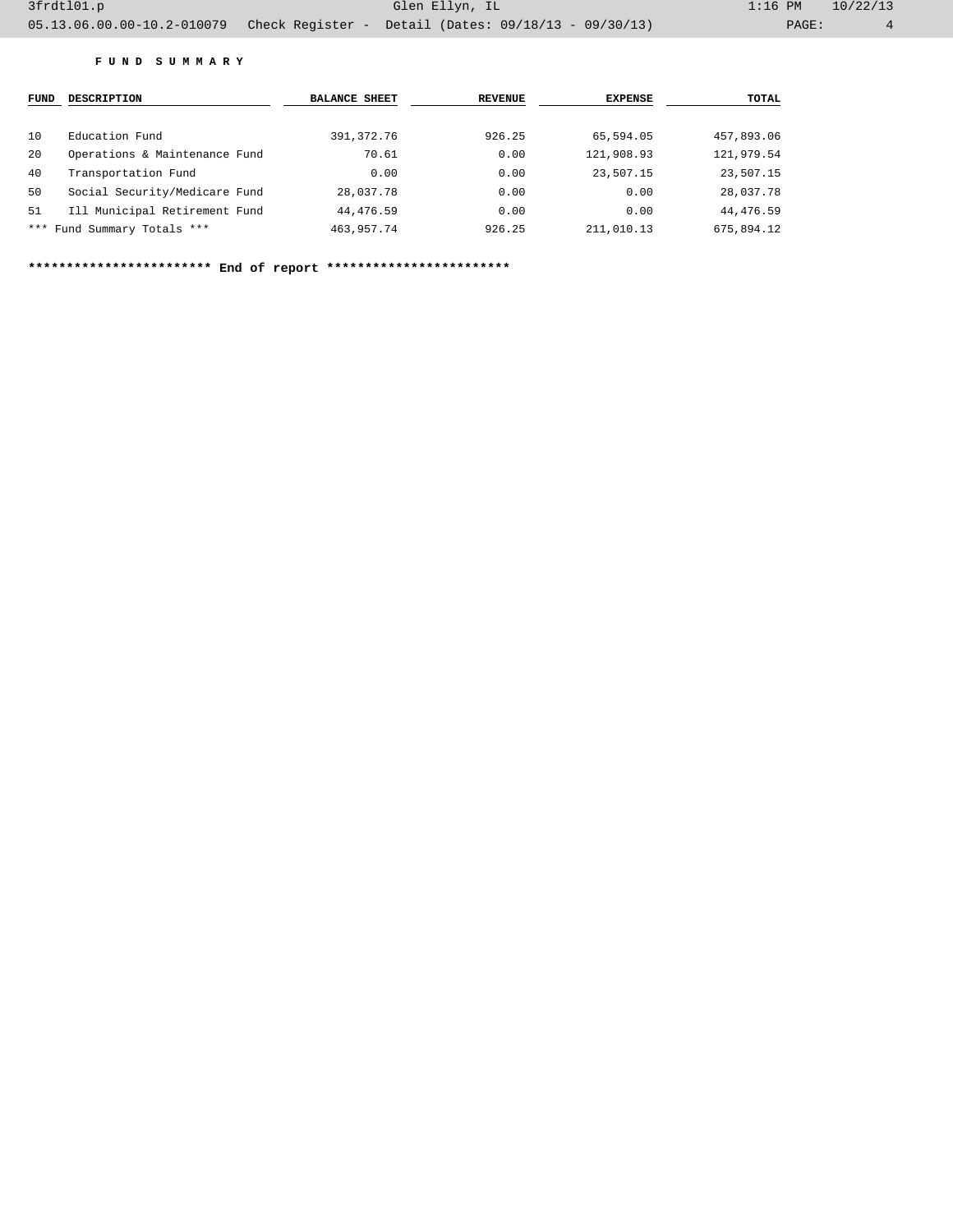**F U N D   S U M M A R Y**

| FUND | DESCRIPTION | BALANCE SHEET | REVENUE | EXPENSE | TOTAL |
|---|---|---|---|---|---|
| 10 | Education Fund | 391,372.76 | 926.25 | 65,594.05 | 457,893.06 |
| 20 | Operations & Maintenance Fund | 70.61 | 0.00 | 121,908.93 | 121,979.54 |
| 40 | Transportation Fund | 0.00 | 0.00 | 23,507.15 | 23,507.15 |
| 50 | Social Security/Medicare Fund | 28,037.78 | 0.00 | 0.00 | 28,037.78 |
| 51 | Ill Municipal Retirement Fund | 44,476.59 | 0.00 | 0.00 | 44,476.59 |
| *** Fund Summary Totals *** | | 463,957.74 | 926.25 | 211,010.13 | 675,894.12 |

**************************** End of report ****************************